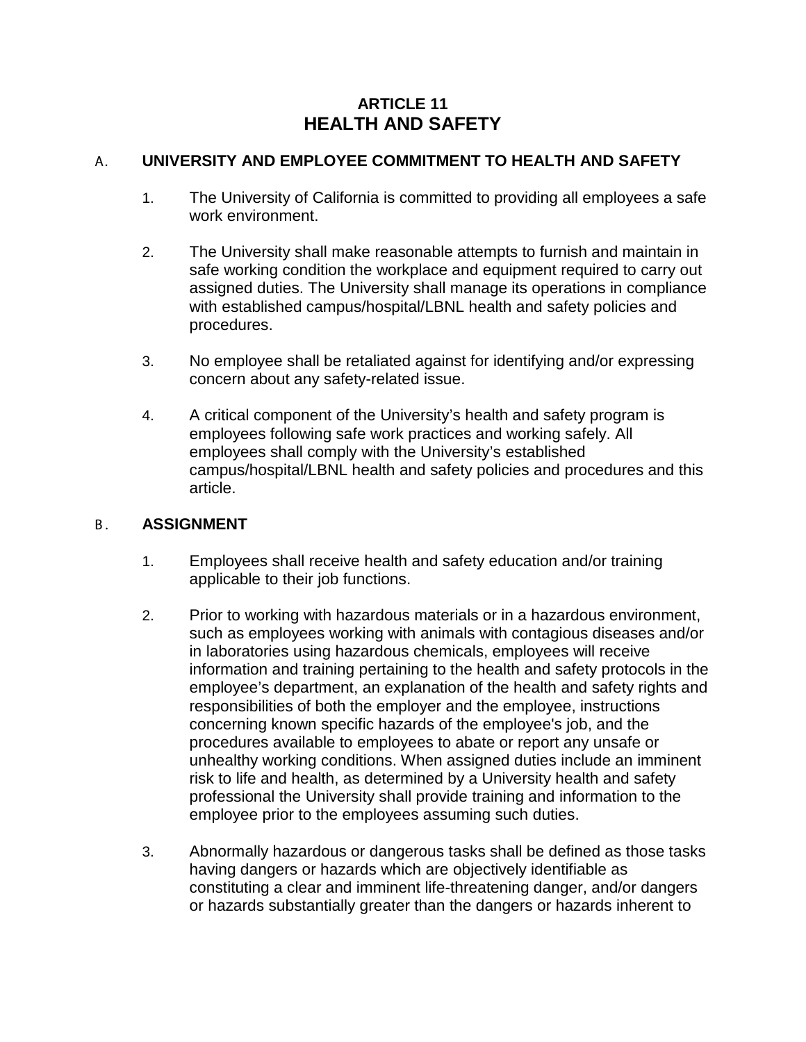# ARTICLE 11
# HEALTH AND SAFETY

## A. UNIVERSITY AND EMPLOYEE COMMITMENT TO HEALTH AND SAFETY

1. The University of California is committed to providing all employees a safe work environment.

2. The University shall make reasonable attempts to furnish and maintain in safe working condition the workplace and equipment required to carry out assigned duties. The University shall manage its operations in compliance with established campus/hospital/LBNL health and safety policies and procedures.

3. No employee shall be retaliated against for identifying and/or expressing concern about any safety-related issue.

4. A critical component of the University's health and safety program is employees following safe work practices and working safely. All employees shall comply with the University's established campus/hospital/LBNL health and safety policies and procedures and this article.

## B. ASSIGNMENT

1. Employees shall receive health and safety education and/or training applicable to their job functions.

2. Prior to working with hazardous materials or in a hazardous environment, such as employees working with animals with contagious diseases and/or in laboratories using hazardous chemicals, employees will receive information and training pertaining to the health and safety protocols in the employee's department, an explanation of the health and safety rights and responsibilities of both the employer and the employee, instructions concerning known specific hazards of the employee's job, and the procedures available to employees to abate or report any unsafe or unhealthy working conditions. When assigned duties include an imminent risk to life and health, as determined by a University health and safety professional the University shall provide training and information to the employee prior to the employees assuming such duties.

3. Abnormally hazardous or dangerous tasks shall be defined as those tasks having dangers or hazards which are objectively identifiable as constituting a clear and imminent life-threatening danger, and/or dangers or hazards substantially greater than the dangers or hazards inherent to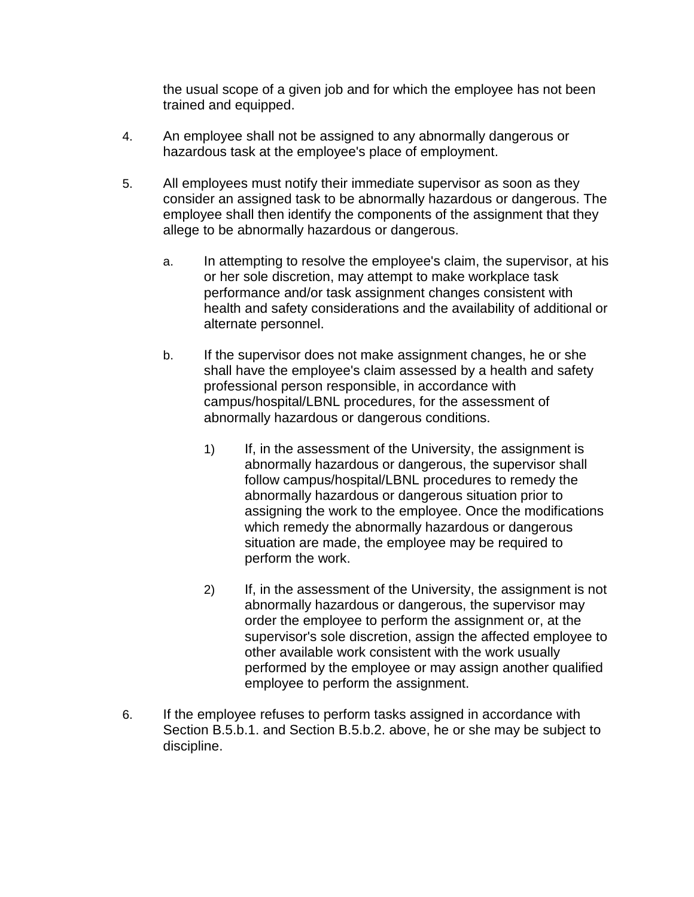the usual scope of a given job and for which the employee has not been trained and equipped.

4. An employee shall not be assigned to any abnormally dangerous or hazardous task at the employee's place of employment.

5. All employees must notify their immediate supervisor as soon as they consider an assigned task to be abnormally hazardous or dangerous. The employee shall then identify the components of the assignment that they allege to be abnormally hazardous or dangerous.

   a. In attempting to resolve the employee's claim, the supervisor, at his or her sole discretion, may attempt to make workplace task performance and/or task assignment changes consistent with health and safety considerations and the availability of additional or alternate personnel.

   b. If the supervisor does not make assignment changes, he or she shall have the employee's claim assessed by a health and safety professional person responsible, in accordance with campus/hospital/LBNL procedures, for the assessment of abnormally hazardous or dangerous conditions.

      1) If, in the assessment of the University, the assignment is abnormally hazardous or dangerous, the supervisor shall follow campus/hospital/LBNL procedures to remedy the abnormally hazardous or dangerous situation prior to assigning the work to the employee. Once the modifications which remedy the abnormally hazardous or dangerous situation are made, the employee may be required to perform the work.

      2) If, in the assessment of the University, the assignment is not abnormally hazardous or dangerous, the supervisor may order the employee to perform the assignment or, at the supervisor's sole discretion, assign the affected employee to other available work consistent with the work usually performed by the employee or may assign another qualified employee to perform the assignment.

6. If the employee refuses to perform tasks assigned in accordance with Section B.5.b.1. and Section B.5.b.2. above, he or she may be subject to discipline.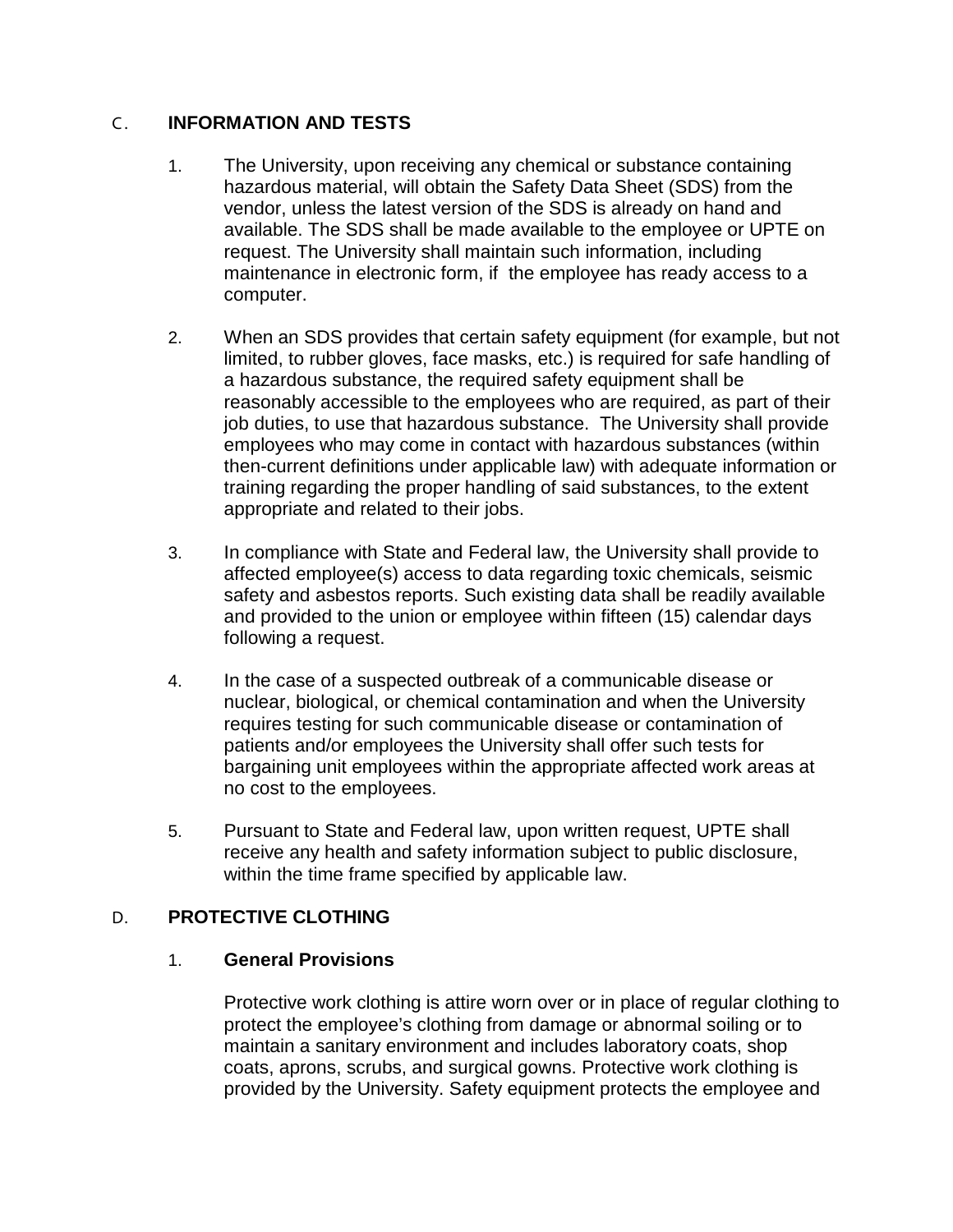## C. INFORMATION AND TESTS

1. The University, upon receiving any chemical or substance containing hazardous material, will obtain the Safety Data Sheet (SDS) from the vendor, unless the latest version of the SDS is already on hand and available. The SDS shall be made available to the employee or UPTE on request. The University shall maintain such information, including maintenance in electronic form, if the employee has ready access to a computer.

2. When an SDS provides that certain safety equipment (for example, but not limited, to rubber gloves, face masks, etc.) is required for safe handling of a hazardous substance, the required safety equipment shall be reasonably accessible to the employees who are required, as part of their job duties, to use that hazardous substance. The University shall provide employees who may come in contact with hazardous substances (within then-current definitions under applicable law) with adequate information or training regarding the proper handling of said substances, to the extent appropriate and related to their jobs.

3. In compliance with State and Federal law, the University shall provide to affected employee(s) access to data regarding toxic chemicals, seismic safety and asbestos reports. Such existing data shall be readily available and provided to the union or employee within fifteen (15) calendar days following a request.

4. In the case of a suspected outbreak of a communicable disease or nuclear, biological, or chemical contamination and when the University requires testing for such communicable disease or contamination of patients and/or employees the University shall offer such tests for bargaining unit employees within the appropriate affected work areas at no cost to the employees.

5. Pursuant to State and Federal law, upon written request, UPTE shall receive any health and safety information subject to public disclosure, within the time frame specified by applicable law.

## D. PROTECTIVE CLOTHING

### 1. General Provisions

Protective work clothing is attire worn over or in place of regular clothing to protect the employee's clothing from damage or abnormal soiling or to maintain a sanitary environment and includes laboratory coats, shop coats, aprons, scrubs, and surgical gowns. Protective work clothing is provided by the University. Safety equipment protects the employee and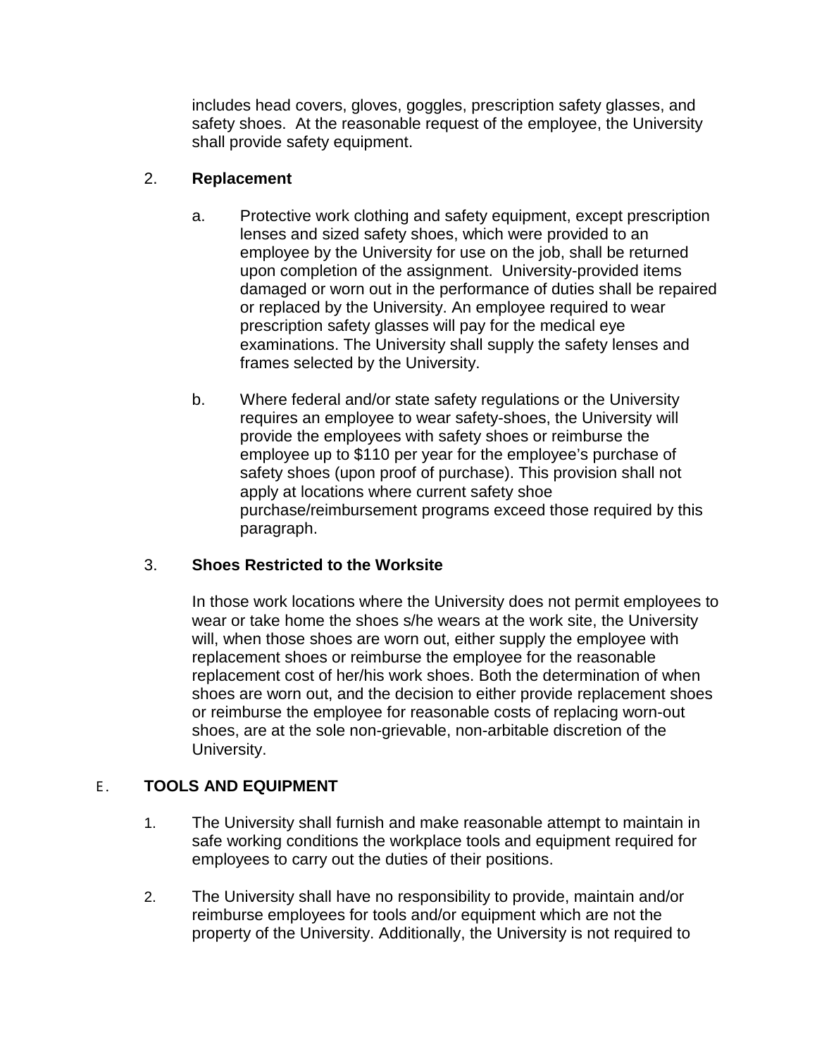includes head covers, gloves, goggles, prescription safety glasses, and safety shoes. At the reasonable request of the employee, the University shall provide safety equipment.

2. **Replacement**

   a. Protective work clothing and safety equipment, except prescription lenses and sized safety shoes, which were provided to an employee by the University for use on the job, shall be returned upon completion of the assignment. University-provided items damaged or worn out in the performance of duties shall be repaired or replaced by the University. An employee required to wear prescription safety glasses will pay for the medical eye examinations. The University shall supply the safety lenses and frames selected by the University.

   b. Where federal and/or state safety regulations or the University requires an employee to wear safety-shoes, the University will provide the employees with safety shoes or reimburse the employee up to $110 per year for the employee's purchase of safety shoes (upon proof of purchase). This provision shall not apply at locations where current safety shoe purchase/reimbursement programs exceed those required by this paragraph.

3. **Shoes Restricted to the Worksite**

   In those work locations where the University does not permit employees to wear or take home the shoes s/he wears at the work site, the University will, when those shoes are worn out, either supply the employee with replacement shoes or reimburse the employee for the reasonable replacement cost of her/his work shoes. Both the determination of when shoes are worn out, and the decision to either provide replacement shoes or reimburse the employee for reasonable costs of replacing worn-out shoes, are at the sole non-grievable, non-arbitable discretion of the University.

E. **TOOLS AND EQUIPMENT**

1. The University shall furnish and make reasonable attempt to maintain in safe working conditions the workplace tools and equipment required for employees to carry out the duties of their positions.

2. The University shall have no responsibility to provide, maintain and/or reimburse employees for tools and/or equipment which are not the property of the University. Additionally, the University is not required to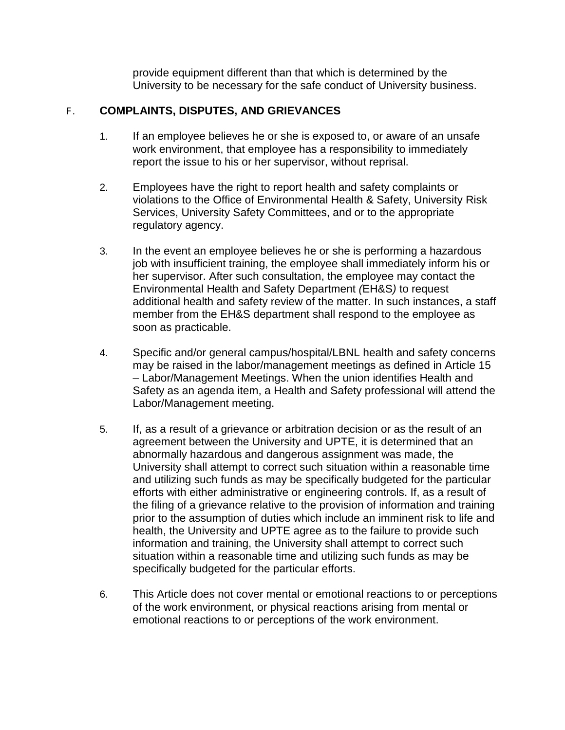provide equipment different than that which is determined by the University to be necessary for the safe conduct of University business.

## F. COMPLAINTS, DISPUTES, AND GRIEVANCES

1. If an employee believes he or she is exposed to, or aware of an unsafe work environment, that employee has a responsibility to immediately report the issue to his or her supervisor, without reprisal.

2. Employees have the right to report health and safety complaints or violations to the Office of Environmental Health & Safety, University Risk Services, University Safety Committees, and or to the appropriate regulatory agency.

3. In the event an employee believes he or she is performing a hazardous job with insufficient training, the employee shall immediately inform his or her supervisor. After such consultation, the employee may contact the Environmental Health and Safety Department *(*EH&S*)* to request additional health and safety review of the matter. In such instances, a staff member from the EH&S department shall respond to the employee as soon as practicable.

4. Specific and/or general campus/hospital/LBNL health and safety concerns may be raised in the labor/management meetings as defined in Article 15 – Labor/Management Meetings. When the union identifies Health and Safety as an agenda item, a Health and Safety professional will attend the Labor/Management meeting.

5. If, as a result of a grievance or arbitration decision or as the result of an agreement between the University and UPTE, it is determined that an abnormally hazardous and dangerous assignment was made, the University shall attempt to correct such situation within a reasonable time and utilizing such funds as may be specifically budgeted for the particular efforts with either administrative or engineering controls. If, as a result of the filing of a grievance relative to the provision of information and training prior to the assumption of duties which include an imminent risk to life and health, the University and UPTE agree as to the failure to provide such information and training, the University shall attempt to correct such situation within a reasonable time and utilizing such funds as may be specifically budgeted for the particular efforts.

6. This Article does not cover mental or emotional reactions to or perceptions of the work environment, or physical reactions arising from mental or emotional reactions to or perceptions of the work environment.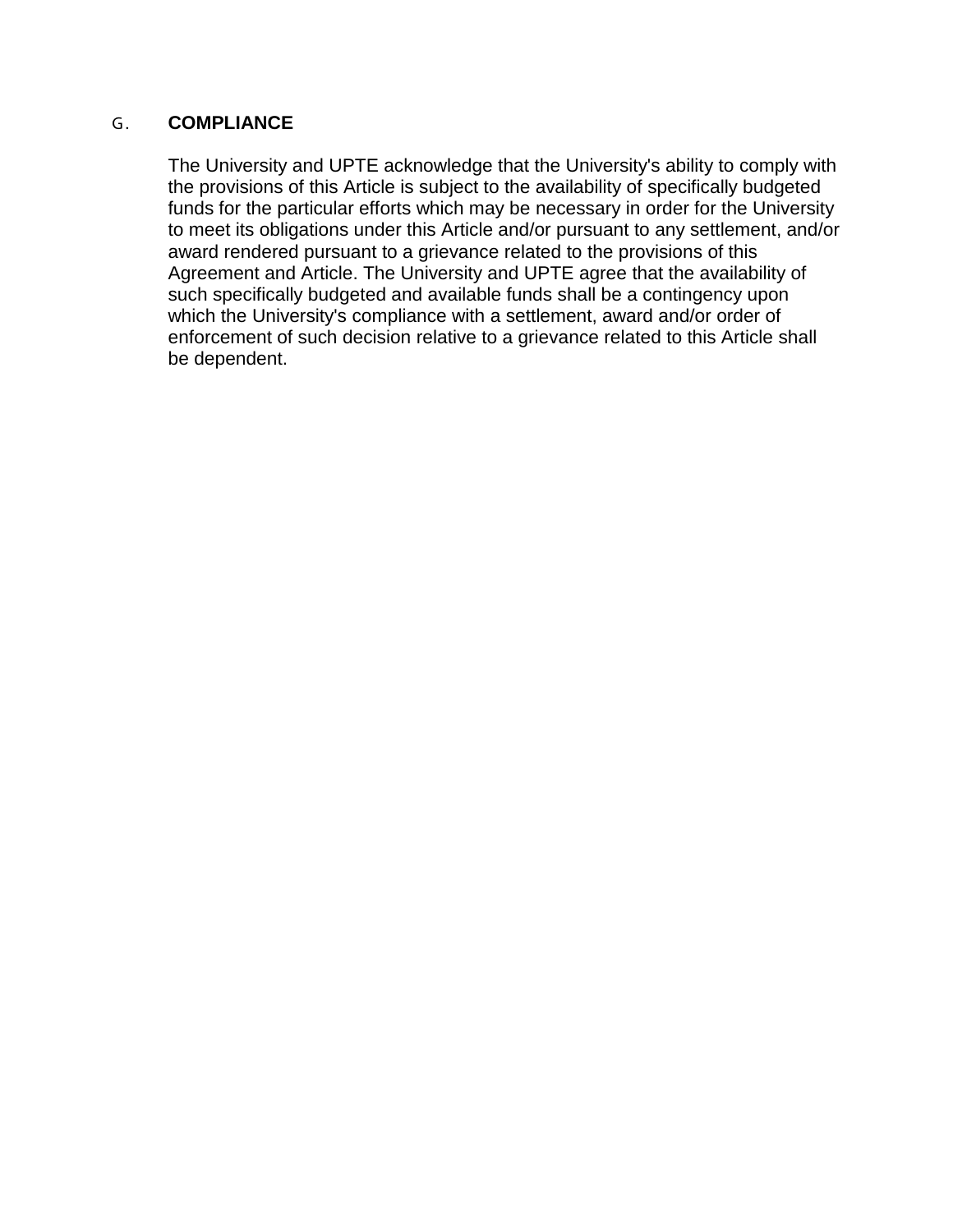G. **COMPLIANCE**

The University and UPTE acknowledge that the University's ability to comply with the provisions of this Article is subject to the availability of specifically budgeted funds for the particular efforts which may be necessary in order for the University to meet its obligations under this Article and/or pursuant to any settlement, and/or award rendered pursuant to a grievance related to the provisions of this Agreement and Article. The University and UPTE agree that the availability of such specifically budgeted and available funds shall be a contingency upon which the University's compliance with a settlement, award and/or order of enforcement of such decision relative to a grievance related to this Article shall be dependent.